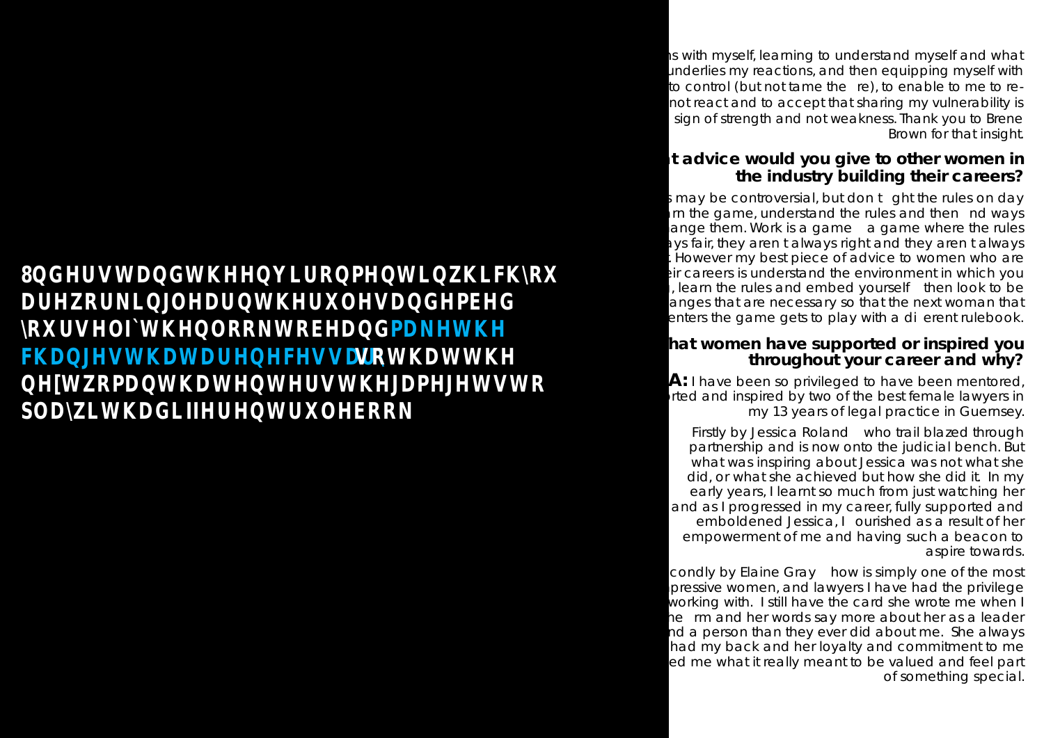8QGHUVWDQGWKHHQYLURQPHQWLQZKLFK\RX DUHZRUNLQJOHDUQWKHUXOHVDQGHPEHG \RXUVHOI`WKHQORRNWREHDQG**PDNHWKH FKDQJHVWKDWDUHQHFHVVDU\**VRWKDWWKH QH[WZRPDQWKDWHQWHUVWKHJDPHJHWVWR SOD\ZLWKDGLIIHUHQWUXOHERRN

ns with myself, learning to understand myself and what underlies my reactions, and then equipping myself with to control (but not tame the re), to enable to me to re- not react and to accept that sharing my vulnerability is sign of strength and not weakness. Thank you to Brene Brown for that insight.

## t advice would you give to other women in the industry building their careers?

s may be controversial, but don t ght the rules on day rn the game, understand the rules and then nd ways ange them. Work is a game a game where the rules ays fair, they aren t always right and they aren t always t However my best piece of advice to women who are eir careers is understand the environment in which you , learn the rules and embed yourself then look to be anges that are necessary so that the next woman that enters the game gets to play with a di erent rulebook.

## hat women have supported or inspired you throughout your career and why?

**A:** I have been so privileged to have been mentored, rted and inspired by two of the best female lawyers in my 13 years of legal practice in Guernsey.

Firstly by Jessica Roland who trail blazed through partnership and is now onto the judicial bench. But what was inspiring about Jessica was not what she did, or what she achieved but how she did it. In my early years, I learnt so much from just watching her and as I progressed in my career, fully supported and emboldened Jessica, I ourished as a result of her empowerment of me and having such a beacon to aspire towards.

condly by Elaine Gray how is simply one of the most pressive women, and lawyers I have had the privilege working with. I still have the card she wrote me when I he rm and her words say more about her as a leader nd a person than they ever did about me. She always had my back and her loyalty and commitment to me ed me what it really meant to be valued and feel part of something special.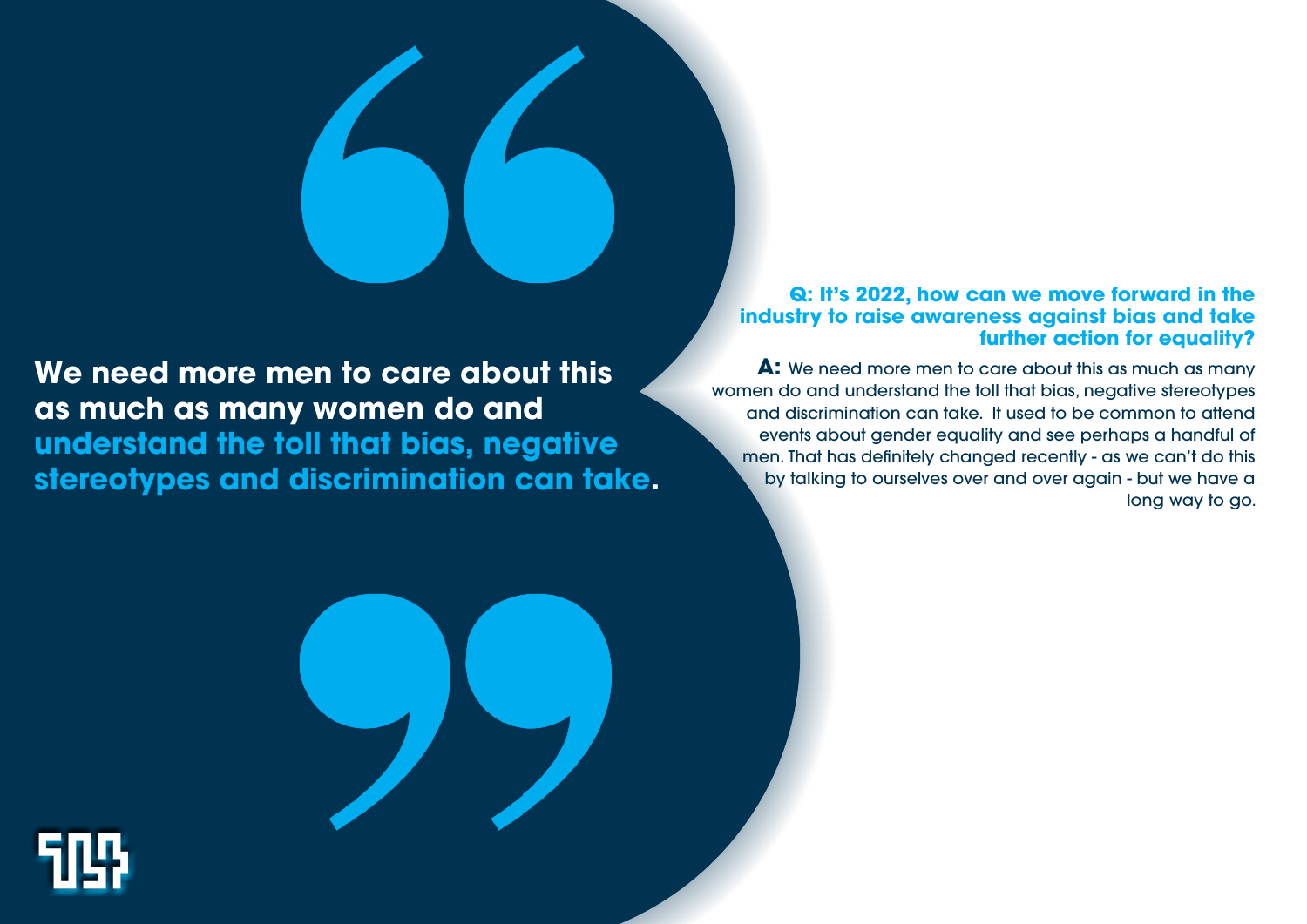**We need more men to care about this as much as many women do and understand the toll that bias, negative stereotypes and discrimination can take.**

**Q: It's 2022, how can we move forward in the industry to raise awareness against bias and take further action for equality?**

**A:** We need more men to care about this as much as many women do and understand the toll that bias, negative stereotypes and discrimination can take. It used to be common to attend events about gender equality and see perhaps a handful of men. That has definitely changed recently - as we can't do this by talking to ourselves over and over again - but we have a long way to go.